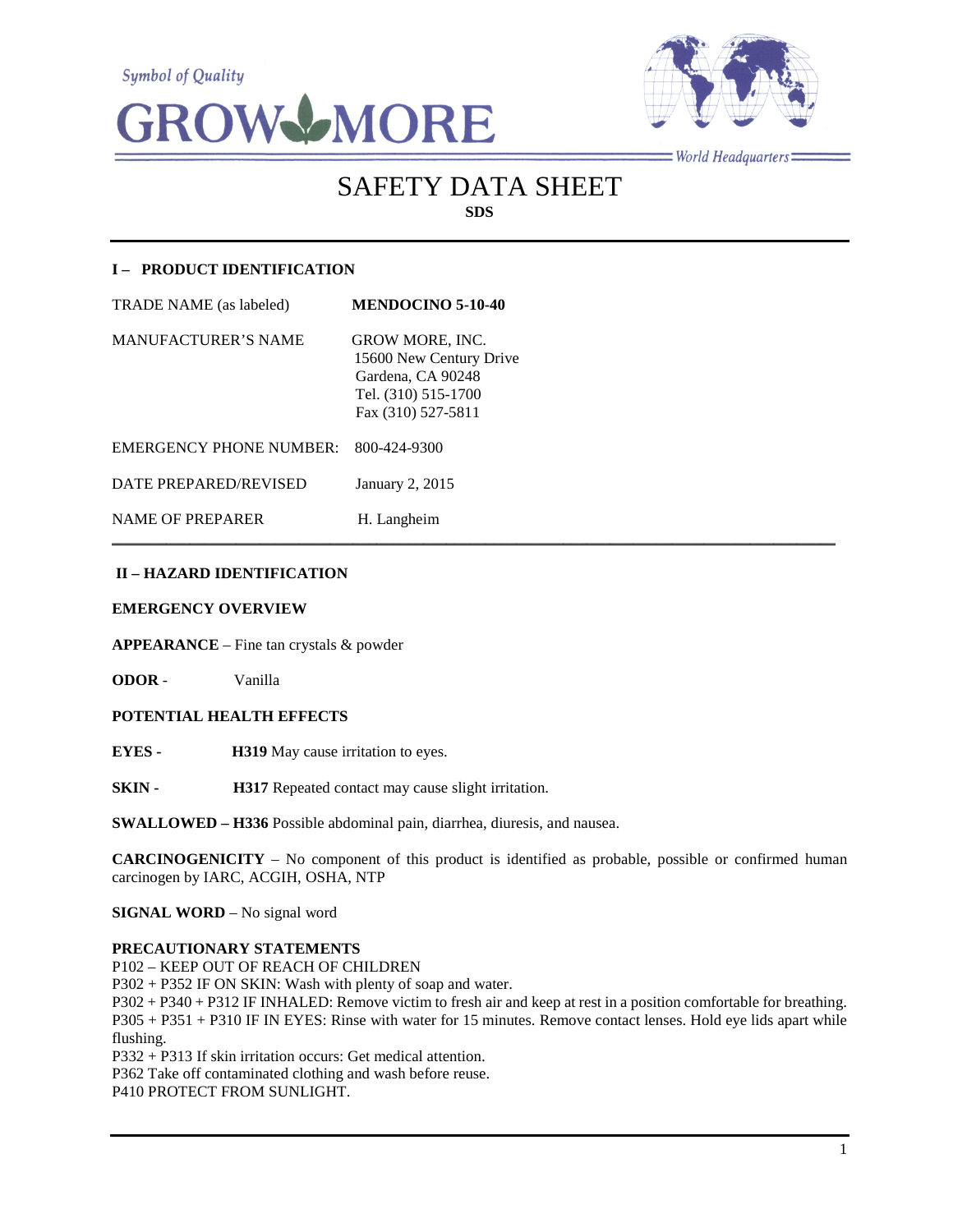Symbol of Quality

GROW MORE

World Headquarters

# SAFETY DATA SHEET

**SDS**

## I – PRODUCT IDENTIFICATION

| | |
|---|---|
| TRADE NAME (as labeled) | **MENDOCINO 5-10-40** |
| MANUFACTURER'S NAME | GROW MORE, INC.<br>15600 New Century Drive<br>Gardena, CA 90248<br>Tel. (310) 515-1700<br>Fax (310) 527-5811 |
| EMERGENCY PHONE NUMBER: | 800-424-9300 |
| DATE PREPARED/REVISED | January 2, 2015 |
| NAME OF PREPARER | H. Langheim |

## II – HAZARD IDENTIFICATION

**EMERGENCY OVERVIEW**

**APPEARANCE** – Fine tan crystals & powder

**ODOR** - Vanilla

**POTENTIAL HEALTH EFFECTS**

**EYES -** **H319** May cause irritation to eyes.

**SKIN -** **H317** Repeated contact may cause slight irritation.

**SWALLOWED – H336** Possible abdominal pain, diarrhea, diuresis, and nausea.

**CARCINOGENICITY** – No component of this product is identified as probable, possible or confirmed human carcinogen by IARC, ACGIH, OSHA, NTP

**SIGNAL WORD** – No signal word

**PRECAUTIONARY STATEMENTS**

P102 – KEEP OUT OF REACH OF CHILDREN
P302 + P352 IF ON SKIN: Wash with plenty of soap and water.
P302 + P340 + P312 IF INHALED: Remove victim to fresh air and keep at rest in a position comfortable for breathing.
P305 + P351 + P310 IF IN EYES: Rinse with water for 15 minutes. Remove contact lenses. Hold eye lids apart while flushing.
P332 + P313 If skin irritation occurs: Get medical attention.
P362 Take off contaminated clothing and wash before reuse.
P410 PROTECT FROM SUNLIGHT.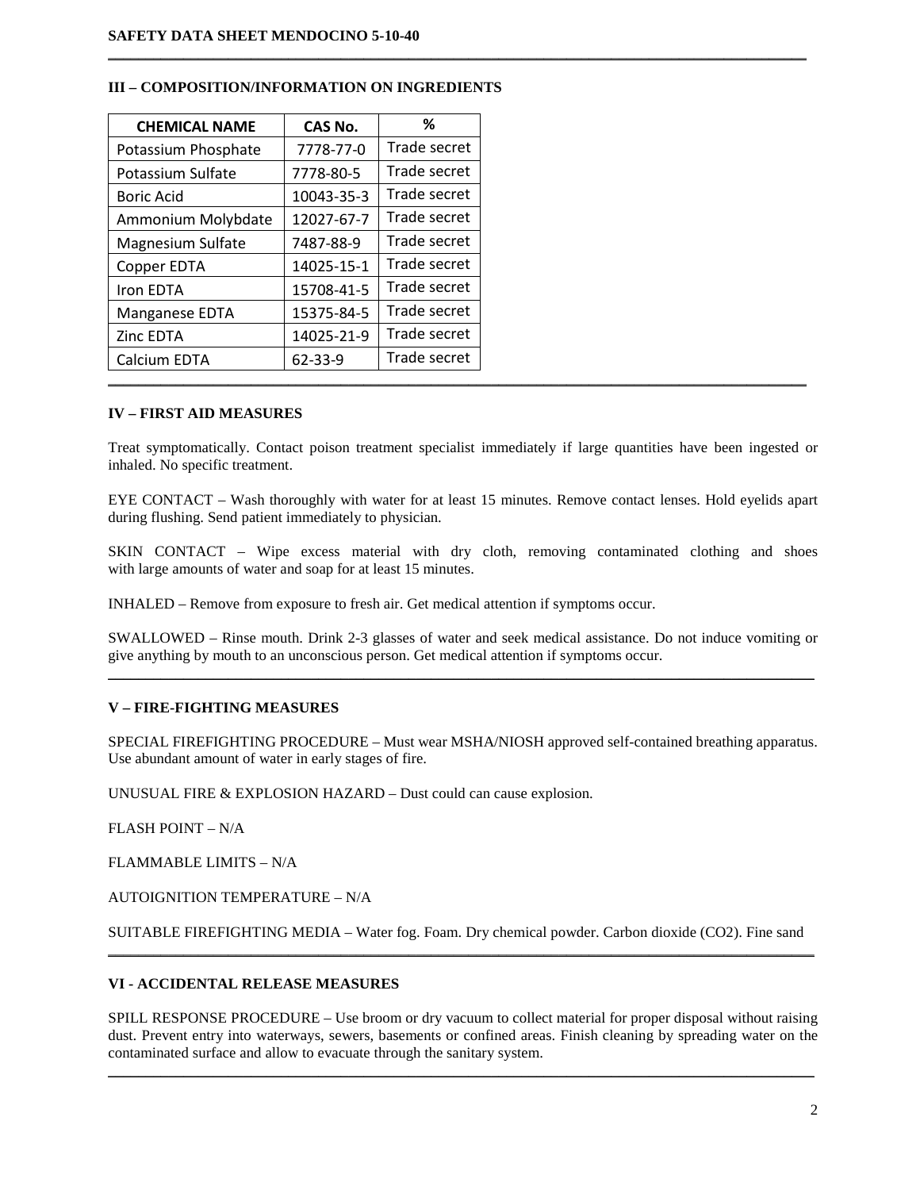## III – COMPOSITION/INFORMATION ON INGREDIENTS

| CHEMICAL NAME | CAS No. | % |
|---|---|---|
| Potassium Phosphate | 7778-77-0 | Trade secret |
| Potassium Sulfate | 7778-80-5 | Trade secret |
| Boric Acid | 10043-35-3 | Trade secret |
| Ammonium Molybdate | 12027-67-7 | Trade secret |
| Magnesium Sulfate | 7487-88-9 | Trade secret |
| Copper EDTA | 14025-15-1 | Trade secret |
| Iron EDTA | 15708-41-5 | Trade secret |
| Manganese EDTA | 15375-84-5 | Trade secret |
| Zinc EDTA | 14025-21-9 | Trade secret |
| Calcium EDTA | 62-33-9 | Trade secret |

## IV – FIRST AID MEASURES

Treat symptomatically. Contact poison treatment specialist immediately if large quantities have been ingested or inhaled. No specific treatment.

EYE CONTACT – Wash thoroughly with water for at least 15 minutes. Remove contact lenses. Hold eyelids apart during flushing. Send patient immediately to physician.

SKIN CONTACT – Wipe excess material with dry cloth, removing contaminated clothing and shoes with large amounts of water and soap for at least 15 minutes.

INHALED – Remove from exposure to fresh air. Get medical attention if symptoms occur.

SWALLOWED – Rinse mouth. Drink 2-3 glasses of water and seek medical assistance. Do not induce vomiting or give anything by mouth to an unconscious person. Get medical attention if symptoms occur.

## V – FIRE-FIGHTING MEASURES

SPECIAL FIREFIGHTING PROCEDURE – Must wear MSHA/NIOSH approved self-contained breathing apparatus. Use abundant amount of water in early stages of fire.

UNUSUAL FIRE & EXPLOSION HAZARD – Dust could can cause explosion.

FLASH POINT – N/A

FLAMMABLE LIMITS – N/A

AUTOIGNITION TEMPERATURE – N/A

SUITABLE FIREFIGHTING MEDIA – Water fog. Foam. Dry chemical powder. Carbon dioxide ($CO_2$). Fine sand

## VI - ACCIDENTAL RELEASE MEASURES

SPILL RESPONSE PROCEDURE – Use broom or dry vacuum to collect material for proper disposal without raising dust. Prevent entry into waterways, sewers, basements or confined areas. Finish cleaning by spreading water on the contaminated surface and allow to evacuate through the sanitary system.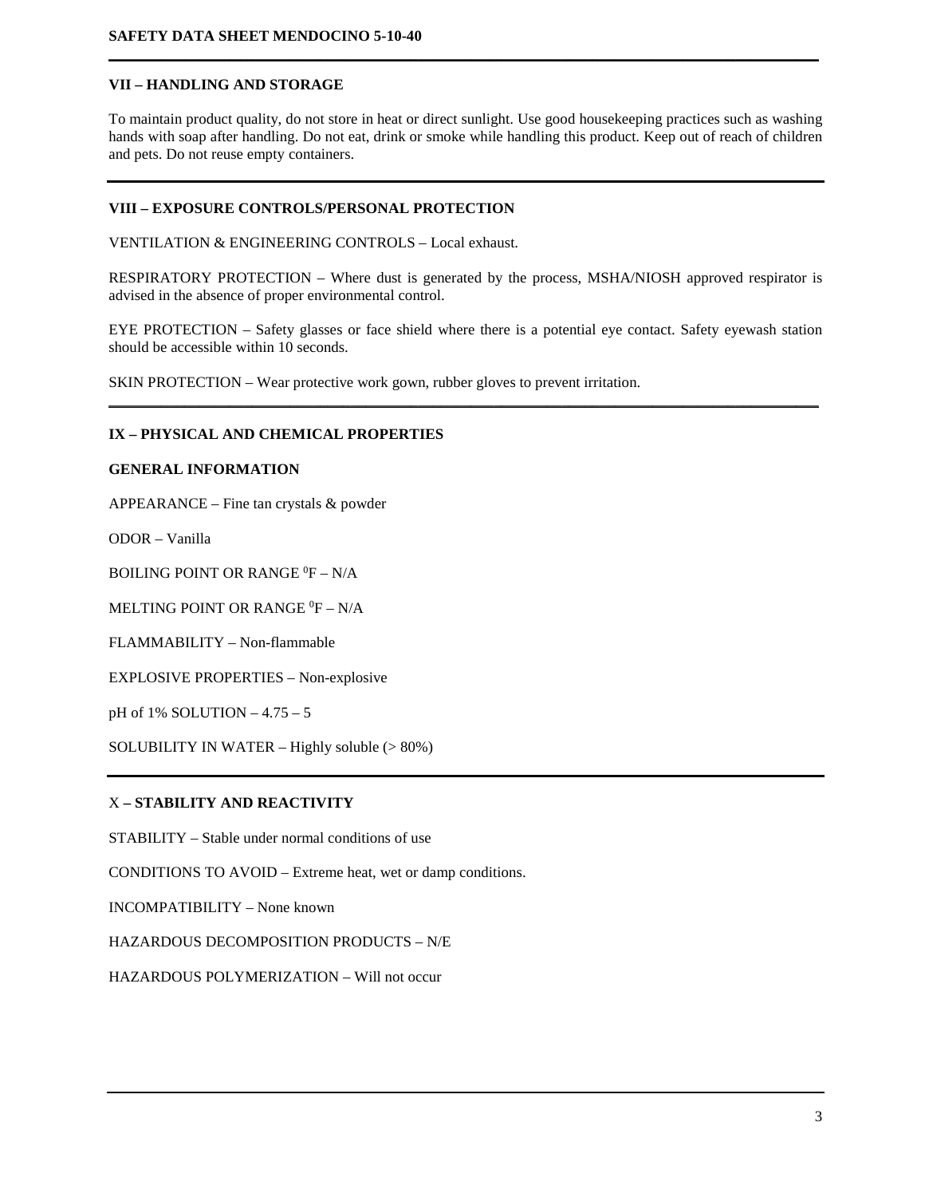## VII – HANDLING AND STORAGE

To maintain product quality, do not store in heat or direct sunlight. Use good housekeeping practices such as washing hands with soap after handling. Do not eat, drink or smoke while handling this product. Keep out of reach of children and pets. Do not reuse empty containers.

## VIII – EXPOSURE CONTROLS/PERSONAL PROTECTION

VENTILATION & ENGINEERING CONTROLS – Local exhaust.

RESPIRATORY PROTECTION – Where dust is generated by the process, MSHA/NIOSH approved respirator is advised in the absence of proper environmental control.

EYE PROTECTION – Safety glasses or face shield where there is a potential eye contact. Safety eyewash station should be accessible within 10 seconds.

SKIN PROTECTION – Wear protective work gown, rubber gloves to prevent irritation.

## IX – PHYSICAL AND CHEMICAL PROPERTIES

### GENERAL INFORMATION

APPEARANCE – Fine tan crystals & powder

ODOR – Vanilla

BOILING POINT OR RANGE $^0$F – N/A

MELTING POINT OR RANGE $^0$F – N/A

FLAMMABILITY – Non-flammable

EXPLOSIVE PROPERTIES – Non-explosive

pH of 1% SOLUTION – 4.75 – 5

SOLUBILITY IN WATER – Highly soluble (> 80%)

## X – STABILITY AND REACTIVITY

STABILITY – Stable under normal conditions of use

CONDITIONS TO AVOID – Extreme heat, wet or damp conditions.

INCOMPATIBILITY – None known

HAZARDOUS DECOMPOSITION PRODUCTS – N/E

HAZARDOUS POLYMERIZATION – Will not occur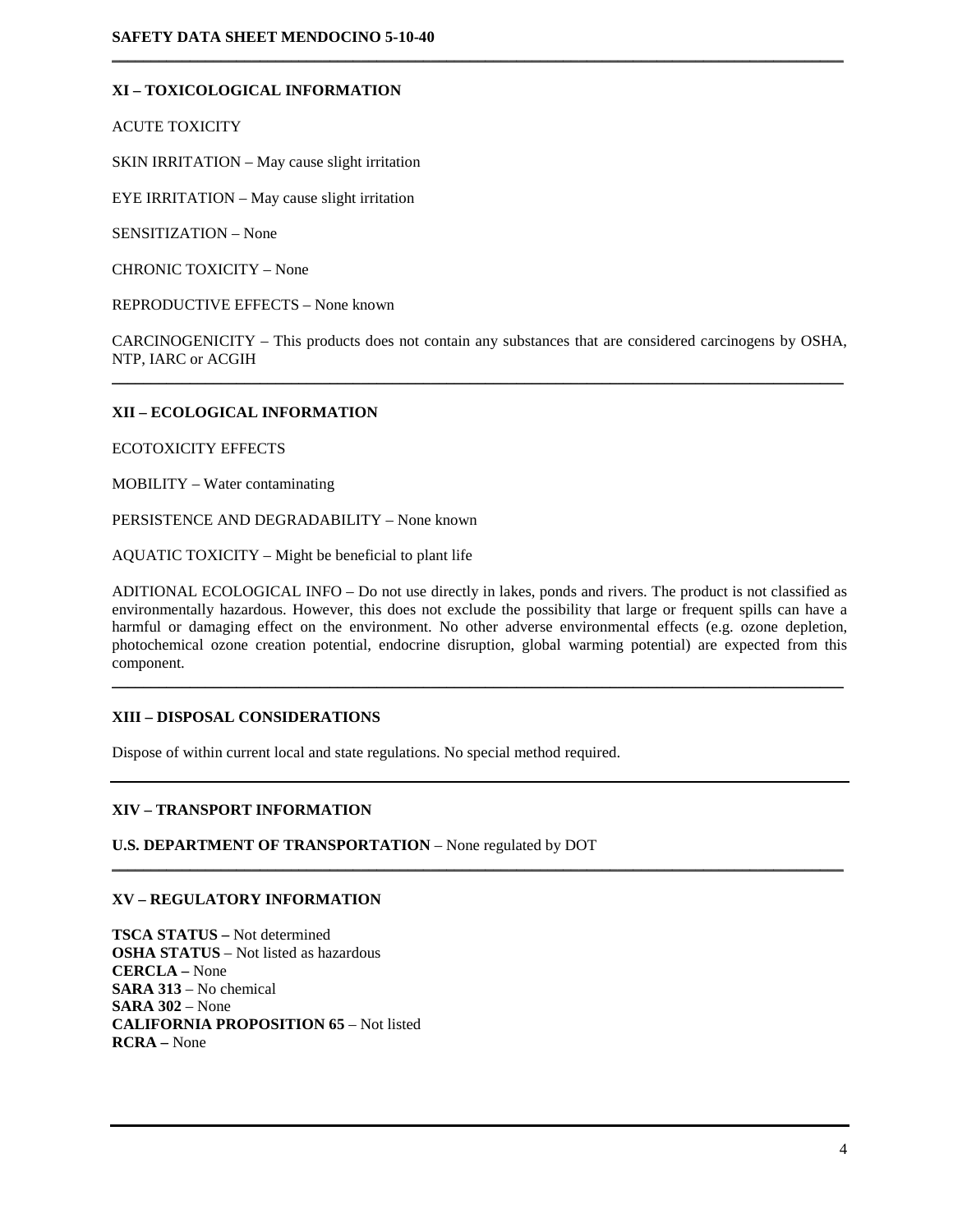## XI – TOXICOLOGICAL INFORMATION

ACUTE TOXICITY

SKIN IRRITATION – May cause slight irritation

EYE IRRITATION – May cause slight irritation

SENSITIZATION – None

CHRONIC TOXICITY – None

REPRODUCTIVE EFFECTS – None known

CARCINOGENICITY – This products does not contain any substances that are considered carcinogens by OSHA, NTP, IARC or ACGIH

---

## XII – ECOLOGICAL INFORMATION

ECOTOXICITY EFFECTS

MOBILITY – Water contaminating

PERSISTENCE AND DEGRADABILITY – None known

AQUATIC TOXICITY – Might be beneficial to plant life

ADITIONAL ECOLOGICAL INFO – Do not use directly in lakes, ponds and rivers. The product is not classified as environmentally hazardous. However, this does not exclude the possibility that large or frequent spills can have a harmful or damaging effect on the environment. No other adverse environmental effects (e.g. ozone depletion, photochemical ozone creation potential, endocrine disruption, global warming potential) are expected from this component.

---

## XIII – DISPOSAL CONSIDERATIONS

Dispose of within current local and state regulations. No special method required.

---

## XIV – TRANSPORT INFORMATION

**U.S. DEPARTMENT OF TRANSPORTATION** – None regulated by DOT

---

## XV – REGULATORY INFORMATION

**TSCA STATUS –** Not determined
**OSHA STATUS** – Not listed as hazardous
**CERCLA –** None
**SARA 313** – No chemical
**SARA 302** – None
**CALIFORNIA PROPOSITION 65** – Not listed
**RCRA –** None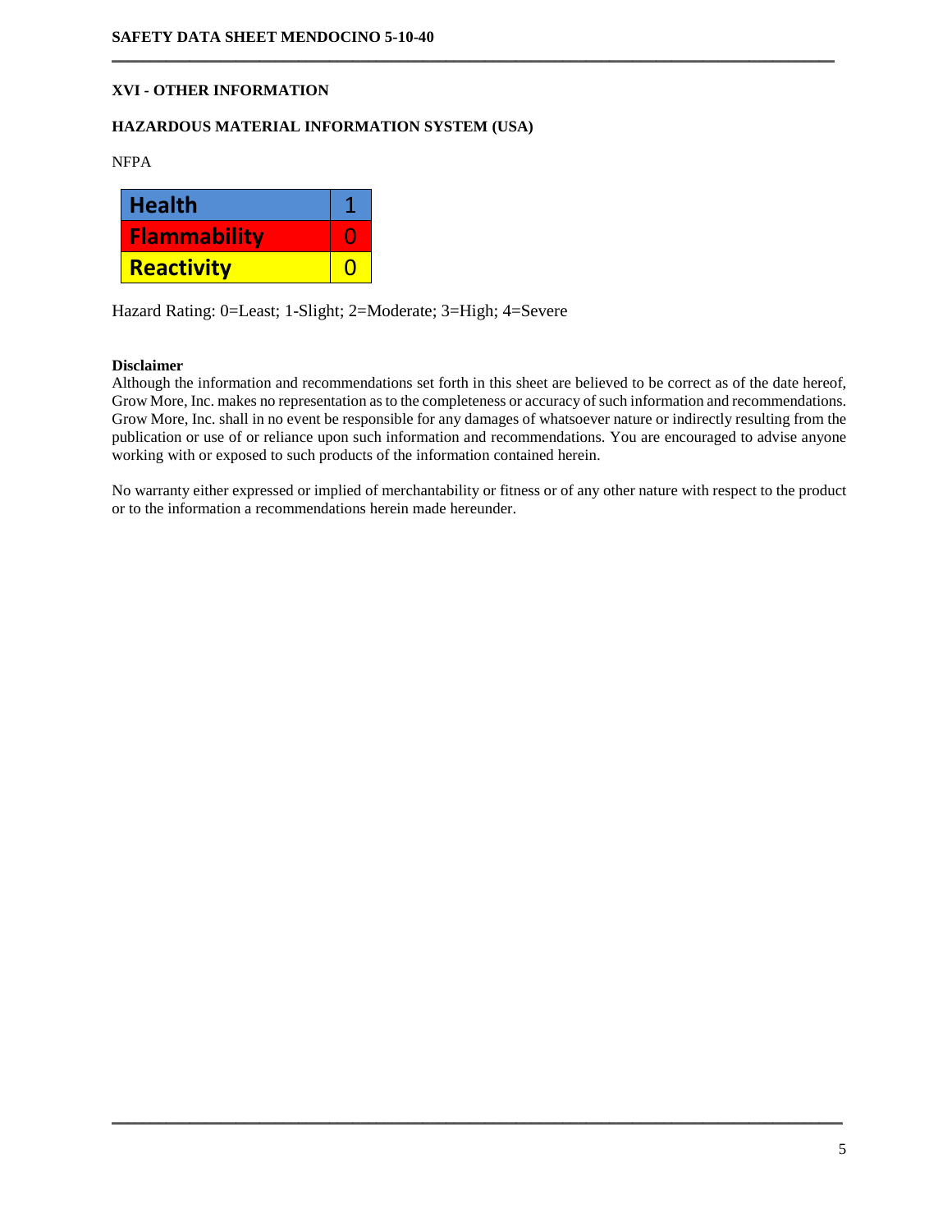## XVI - OTHER INFORMATION

### HAZARDOUS MATERIAL INFORMATION SYSTEM (USA)

NFPA

| | |
|---|---|
| **Health** | 1 |
| **Flammability** | 0 |
| **Reactivity** | 0 |

Hazard Rating: 0=Least; 1-Slight; 2=Moderate; 3=High; 4=Severe

**Disclaimer**

Although the information and recommendations set forth in this sheet are believed to be correct as of the date hereof, Grow More, Inc. makes no representation as to the completeness or accuracy of such information and recommendations. Grow More, Inc. shall in no event be responsible for any damages of whatsoever nature or indirectly resulting from the publication or use of or reliance upon such information and recommendations. You are encouraged to advise anyone working with or exposed to such products of the information contained herein.

No warranty either expressed or implied of merchantability or fitness or of any other nature with respect to the product or to the information a recommendations herein made hereunder.